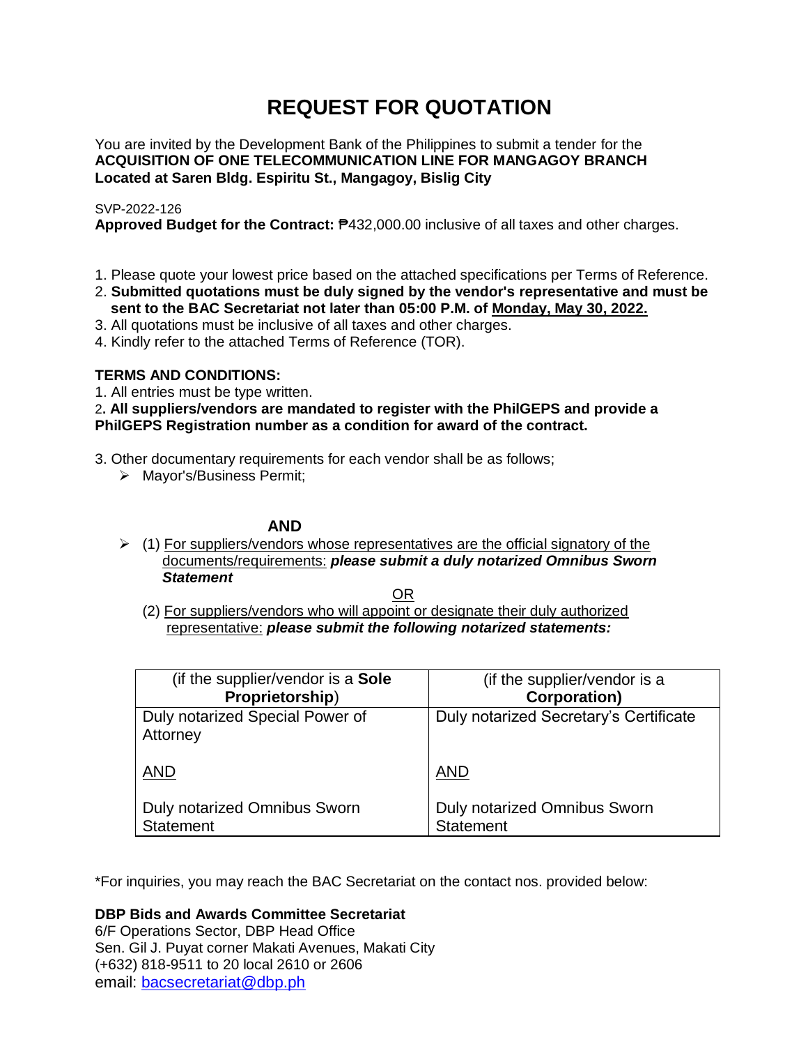# REQUEST FOR QUOTATION

You are invited by the Development Bank of the Philippines to submit a tender for the **ACQUISITION OF ONE TELECOMMUNICATION LINE FOR MANGAGOY BRANCH Located at Saren Bldg. Espiritu St., Mangagoy, Bislig City**

SVP-2022-126

**Approved Budget for the Contract:** ₱432,000.00 inclusive of all taxes and other charges.

1. Please quote your lowest price based on the attached specifications per Terms of Reference.
2. **Submitted quotations must be duly signed by the vendor's representative and must be sent to the BAC Secretariat not later than 05:00 P.M. of Monday, May 30, 2022.**
3. All quotations must be inclusive of all taxes and other charges.
4. Kindly refer to the attached Terms of Reference (TOR).

**TERMS AND CONDITIONS:**

1. All entries must be type written.
2. **All suppliers/vendors are mandated to register with the PhilGEPS and provide a PhilGEPS Registration number as a condition for award of the contract.**
3. Other documentary requirements for each vendor shall be as follows;
   - Mayor's/Business Permit;

**AND**

- (1) For suppliers/vendors whose representatives are the official signatory of the documents/requirements: ***please submit a duly notarized Omnibus Sworn Statement***

  OR

  (2) For suppliers/vendors who will appoint or designate their duly authorized representative: ***please submit the following notarized statements:***

| (if the supplier/vendor is a **Sole Proprietorship**) | (if the supplier/vendor is a **Corporation)** |
|---|---|
| Duly notarized Special Power of Attorney<br><br>AND<br><br>Duly notarized Omnibus Sworn Statement | Duly notarized Secretary's Certificate<br><br>AND<br><br>Duly notarized Omnibus Sworn Statement |

*For inquiries, you may reach the BAC Secretariat on the contact nos. provided below:

**DBP Bids and Awards Committee Secretariat**
6/F Operations Sector, DBP Head Office
Sen. Gil J. Puyat corner Makati Avenues, Makati City
(+632) 818-9511 to 20 local 2610 or 2606
email: bacsecretariat@dbp.ph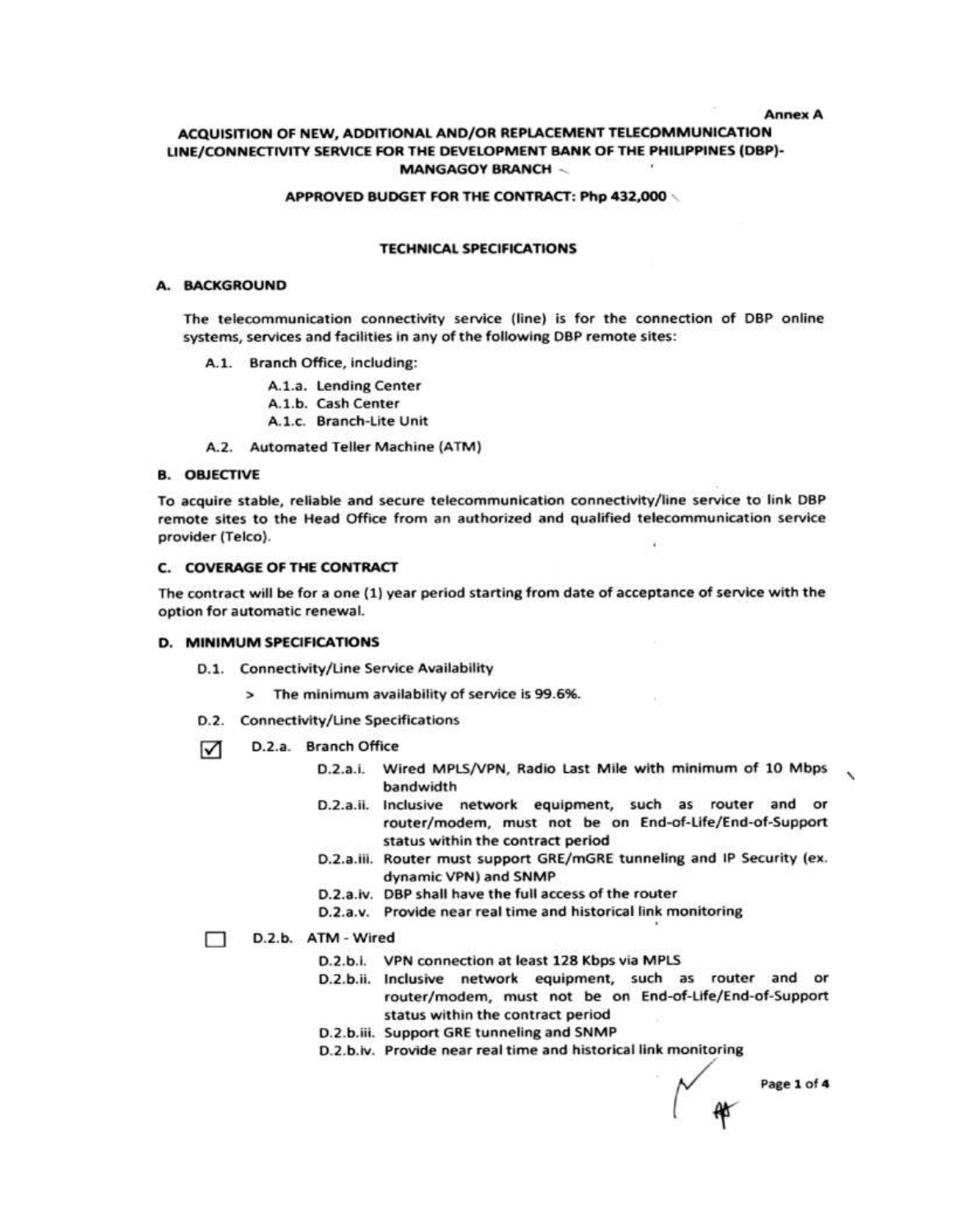Annex A

# ACQUISITION OF NEW, ADDITIONAL AND/OR REPLACEMENT TELECOMMUNICATION LINE/CONNECTIVITY SERVICE FOR THE DEVELOPMENT BANK OF THE PHILIPPINES (DBP)-MANGAGOY BRANCH

### APPROVED BUDGET FOR THE CONTRACT: Php 432,000

## TECHNICAL SPECIFICATIONS

### A. BACKGROUND

The telecommunication connectivity service (line) is for the connection of DBP online systems, services and facilities in any of the following DBP remote sites:

- A.1. Branch Office, including:
  - A.1.a. Lending Center
  - A.1.b. Cash Center
  - A.1.c. Branch-Lite Unit
- A.2. Automated Teller Machine (ATM)

### B. OBJECTIVE

To acquire stable, reliable and secure telecommunication connectivity/line service to link DBP remote sites to the Head Office from an authorized and qualified telecommunication service provider (Telco).

### C. COVERAGE OF THE CONTRACT

The contract will be for a one (1) year period starting from date of acceptance of service with the option for automatic renewal.

### D. MINIMUM SPECIFICATIONS

- D.1. Connectivity/Line Service Availability
  - > The minimum availability of service is 99.6%.
- D.2. Connectivity/Line Specifications

☑ D.2.a. Branch Office

- D.2.a.i. Wired MPLS/VPN, Radio Last Mile with minimum of 10 Mbps bandwidth
- D.2.a.ii. Inclusive network equipment, such as router and or router/modem, must not be on End-of-Life/End-of-Support status within the contract period
- D.2.a.iii. Router must support GRE/mGRE tunneling and IP Security (ex. dynamic VPN) and SNMP
- D.2.a.iv. DBP shall have the full access of the router
- D.2.a.v. Provide near real time and historical link monitoring

☐ D.2.b. ATM - Wired

- D.2.b.i. VPN connection at least 128 Kbps via MPLS
- D.2.b.ii. Inclusive network equipment, such as router and or router/modem, must not be on End-of-Life/End-of-Support status within the contract period
- D.2.b.iii. Support GRE tunneling and SNMP
- D.2.b.iv. Provide near real time and historical link monitoring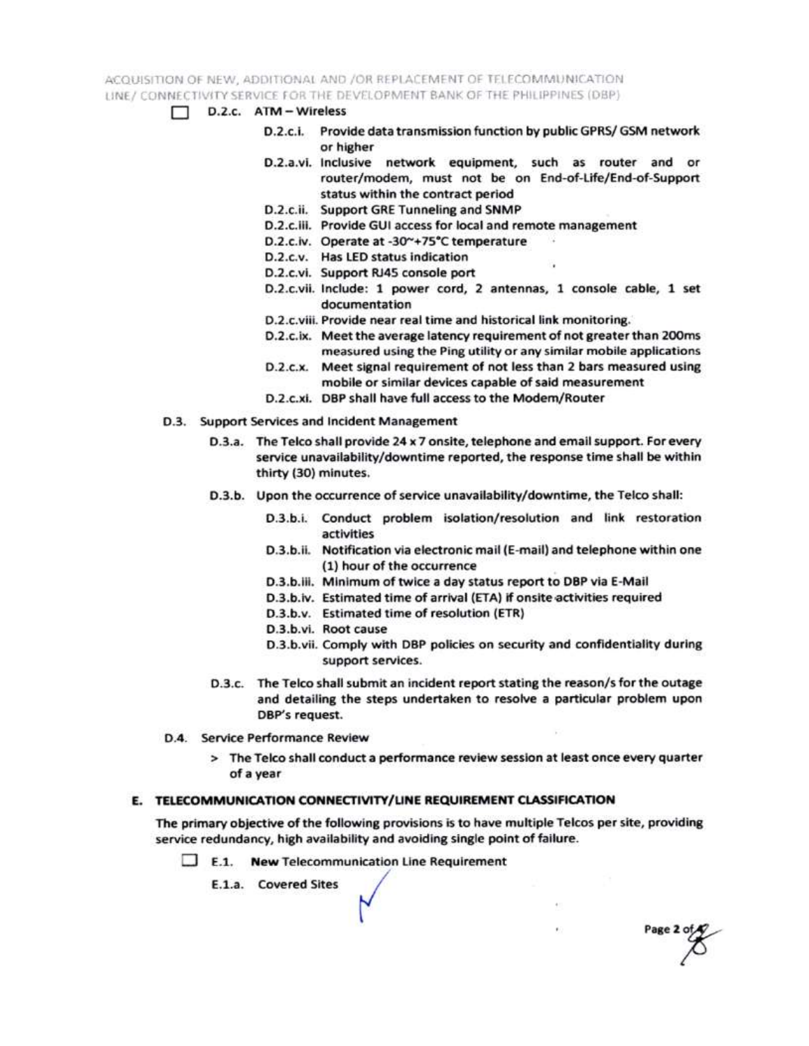☐ D.2.c. ATM – Wireless

- D.2.c.i. Provide data transmission function by public GPRS/ GSM network or higher
- D.2.a.vi. Inclusive network equipment, such as router and or router/modem, must not be on End-of-Life/End-of-Support status within the contract period
- D.2.c.ii. Support GRE Tunneling and SNMP
- D.2.c.iii. Provide GUI access for local and remote management
- D.2.c.iv. Operate at -30~+75°C temperature
- D.2.c.v. Has LED status indication
- D.2.c.vi. Support RJ45 console port
- D.2.c.vii. Include: 1 power cord, 2 antennas, 1 console cable, 1 set documentation
- D.2.c.viii. Provide near real time and historical link monitoring.
- D.2.c.ix. Meet the average latency requirement of not greater than 200ms measured using the Ping utility or any similar mobile applications
- D.2.c.x. Meet signal requirement of not less than 2 bars measured using mobile or similar devices capable of said measurement
- D.2.c.xi. DBP shall have full access to the Modem/Router

D.3. Support Services and Incident Management

- D.3.a. The Telco shall provide 24 x 7 onsite, telephone and email support. For every service unavailability/downtime reported, the response time shall be within thirty (30) minutes.
- D.3.b. Upon the occurrence of service unavailability/downtime, the Telco shall:
  - D.3.b.i. Conduct problem isolation/resolution and link restoration activities
  - D.3.b.ii. Notification via electronic mail (E-mail) and telephone within one (1) hour of the occurrence
  - D.3.b.iii. Minimum of twice a day status report to DBP via E-Mail
  - D.3.b.iv. Estimated time of arrival (ETA) if onsite activities required
  - D.3.b.v. Estimated time of resolution (ETR)
  - D.3.b.vi. Root cause
  - D.3.b.vii. Comply with DBP policies on security and confidentiality during support services.
- D.3.c. The Telco shall submit an incident report stating the reason/s for the outage and detailing the steps undertaken to resolve a particular problem upon DBP's request.

D.4. Service Performance Review

> The Telco shall conduct a performance review session at least once every quarter of a year

## E. TELECOMMUNICATION CONNECTIVITY/LINE REQUIREMENT CLASSIFICATION

The primary objective of the following provisions is to have multiple Telcos per site, providing service redundancy, high availability and avoiding single point of failure.

☐ E.1. **New** Telecommunication Line Requirement

E.1.a. Covered Sites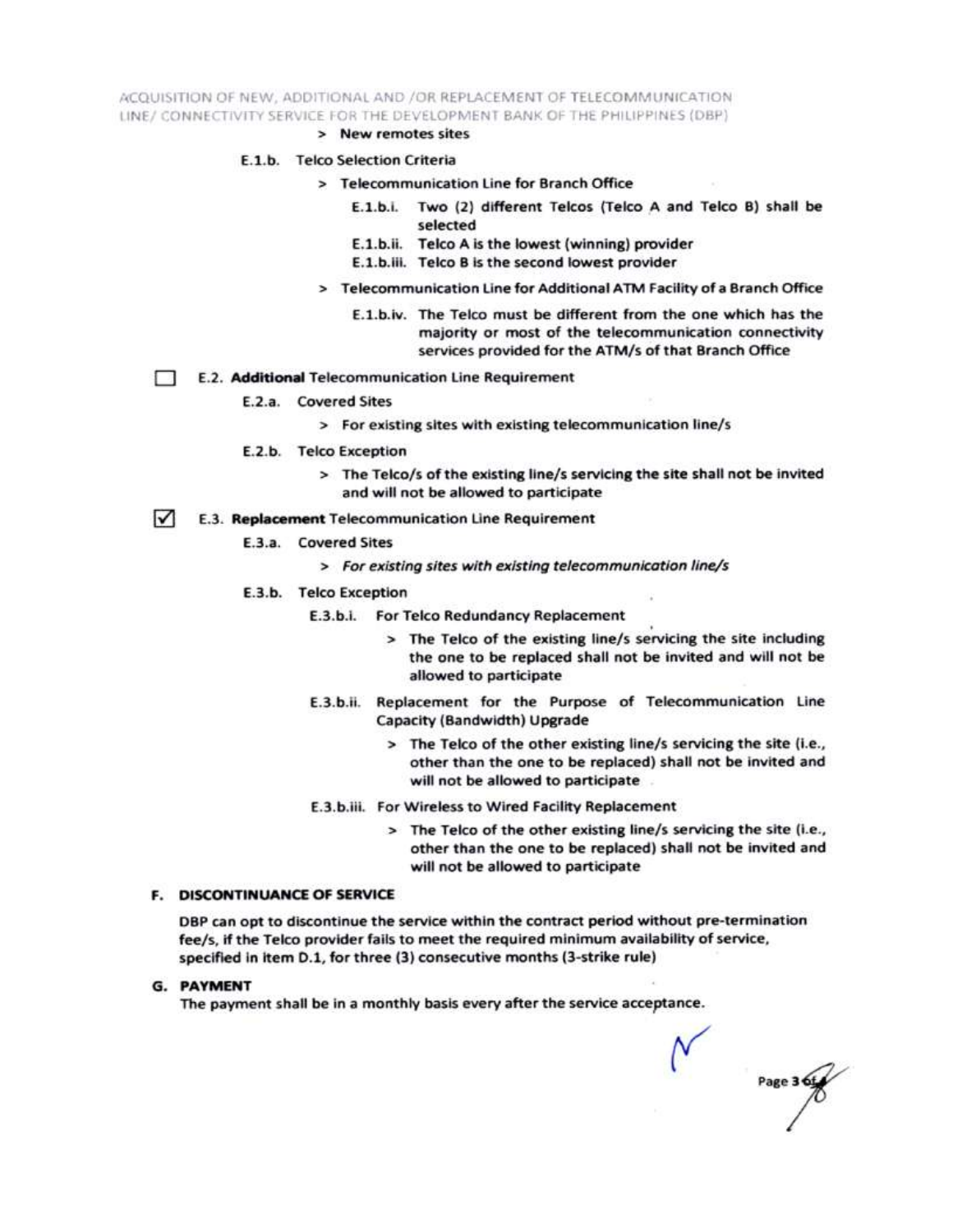> New remotes sites

E.1.b. Telco Selection Criteria

> Telecommunication Line for Branch Office

E.1.b.i. Two (2) different Telcos (Telco A and Telco B) shall be selected

E.1.b.ii. Telco A is the lowest (winning) provider

E.1.b.iii. Telco B is the second lowest provider

> Telecommunication Line for Additional ATM Facility of a Branch Office

E.1.b.iv. The Telco must be different from the one which has the majority or most of the telecommunication connectivity services provided for the ATM/s of that Branch Office

☐ E.2. **Additional** Telecommunication Line Requirement

E.2.a. Covered Sites

> For existing sites with existing telecommunication line/s

E.2.b. Telco Exception

> The Telco/s of the existing line/s servicing the site shall not be invited and will not be allowed to participate

☑ E.3. **Replacement** Telecommunication Line Requirement

E.3.a. Covered Sites

> *For existing sites with existing telecommunication line/s*

E.3.b. Telco Exception

E.3.b.i. For Telco Redundancy Replacement

> The Telco of the existing line/s servicing the site including the one to be replaced shall not be invited and will not be allowed to participate

E.3.b.ii. Replacement for the Purpose of Telecommunication Line Capacity (Bandwidth) Upgrade

> The Telco of the other existing line/s servicing the site (i.e., other than the one to be replaced) shall not be invited and will not be allowed to participate

E.3.b.iii. For Wireless to Wired Facility Replacement

> The Telco of the other existing line/s servicing the site (i.e., other than the one to be replaced) shall not be invited and will not be allowed to participate

## F. DISCONTINUANCE OF SERVICE

DBP can opt to discontinue the service within the contract period without pre-termination fee/s, if the Telco provider fails to meet the required minimum availability of service, specified in item D.1, for three (3) consecutive months (3-strike rule)

## G. PAYMENT

The payment shall be in a monthly basis every after the service acceptance.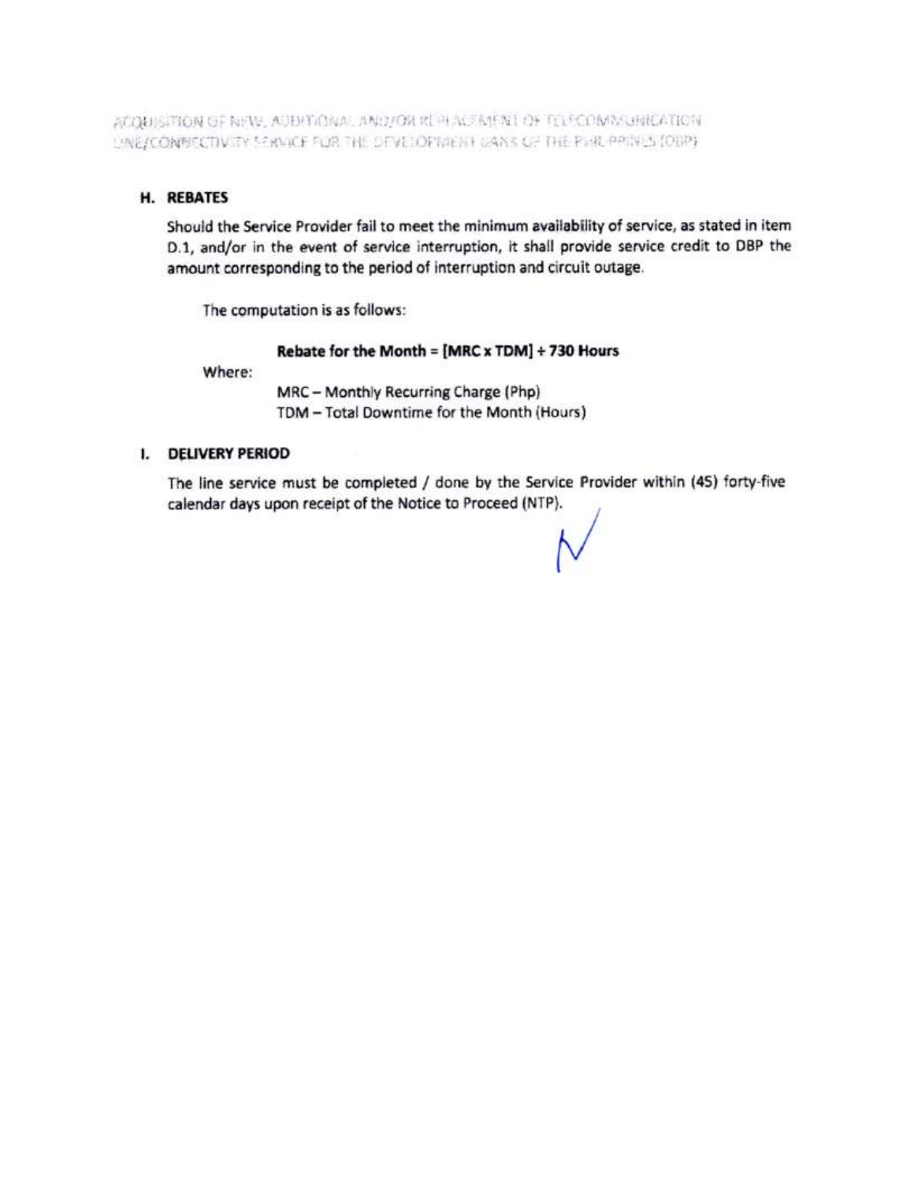## H. REBATES

Should the Service Provider fail to meet the minimum availability of service, as stated in item D.1, and/or in the event of service interruption, it shall provide service credit to DBP the amount corresponding to the period of interruption and circuit outage.

The computation is as follows:

**Rebate for the Month = [MRC x TDM] ÷ 730 Hours**

Where:

MRC – Monthly Recurring Charge (Php)
TDM – Total Downtime for the Month (Hours)

## I. DELIVERY PERIOD

The line service must be completed / done by the Service Provider within (45) forty-five calendar days upon receipt of the Notice to Proceed (NTP).